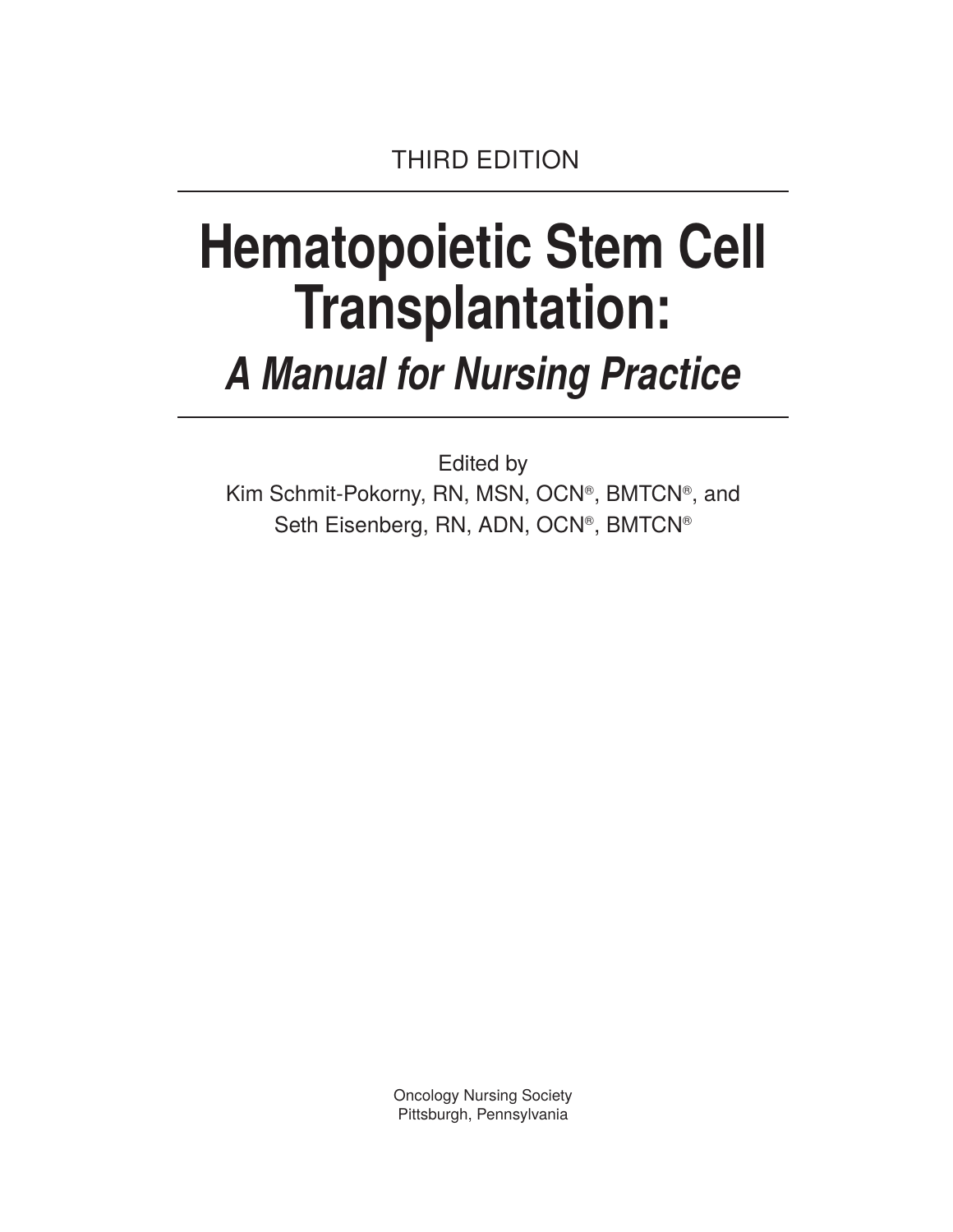THIRD EDITION

# Hematopoietic Stem Cell Transplantation:

## *A Manual for Nursing Practice*

Edited by

Kim Schmit-Pokorny, RN, MSN, OCN®, BMTCN®, and
Seth Eisenberg, RN, ADN, OCN®, BMTCN®

Oncology Nursing Society
Pittsburgh, Pennsylvania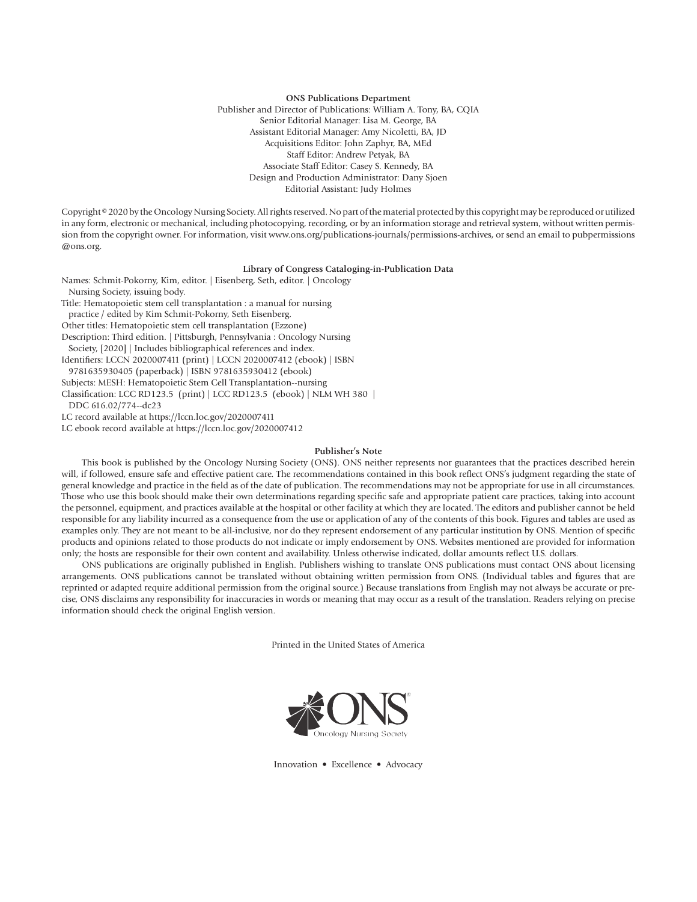**ONS Publications Department**

Publisher and Director of Publications: William A. Tony, BA, CQIA
Senior Editorial Manager: Lisa M. George, BA
Assistant Editorial Manager: Amy Nicoletti, BA, JD
Acquisitions Editor: John Zaphyr, BA, MEd
Staff Editor: Andrew Petyak, BA
Associate Staff Editor: Casey S. Kennedy, BA
Design and Production Administrator: Dany Sjoen
Editorial Assistant: Judy Holmes

Copyright © 2020 by the Oncology Nursing Society. All rights reserved. No part of the material protected by this copyright may be reproduced or utilized in any form, electronic or mechanical, including photocopying, recording, or by an information storage and retrieval system, without written permission from the copyright owner. For information, visit www.ons.org/publications-journals/permissions-archives, or send an email to pubpermissions@ons.org.

**Library of Congress Cataloging-in-Publication Data**

Names: Schmit-Pokorny, Kim, editor. | Eisenberg, Seth, editor. | Oncology Nursing Society, issuing body.
Title: Hematopoietic stem cell transplantation : a manual for nursing practice / edited by Kim Schmit-Pokorny, Seth Eisenberg.
Other titles: Hematopoietic stem cell transplantation (Ezzone)
Description: Third edition. | Pittsburgh, Pennsylvania : Oncology Nursing Society, [2020] | Includes bibliographical references and index.
Identifiers: LCCN 2020007411 (print) | LCCN 2020007412 (ebook) | ISBN 9781635930405 (paperback) | ISBN 9781635930412 (ebook)
Subjects: MESH: Hematopoietic Stem Cell Transplantation--nursing
Classification: LCC RD123.5 (print) | LCC RD123.5 (ebook) | NLM WH 380 | DDC 616.02/774--dc23
LC record available at https://lccn.loc.gov/2020007411
LC ebook record available at https://lccn.loc.gov/2020007412

**Publisher's Note**

This book is published by the Oncology Nursing Society (ONS). ONS neither represents nor guarantees that the practices described herein will, if followed, ensure safe and effective patient care. The recommendations contained in this book reflect ONS's judgment regarding the state of general knowledge and practice in the field as of the date of publication. The recommendations may not be appropriate for use in all circumstances. Those who use this book should make their own determinations regarding specific safe and appropriate patient care practices, taking into account the personnel, equipment, and practices available at the hospital or other facility at which they are located. The editors and publisher cannot be held responsible for any liability incurred as a consequence from the use or application of any of the contents of this book. Figures and tables are used as examples only. They are not meant to be all-inclusive, nor do they represent endorsement of any particular institution by ONS. Mention of specific products and opinions related to those products do not indicate or imply endorsement by ONS. Websites mentioned are provided for information only; the hosts are responsible for their own content and availability. Unless otherwise indicated, dollar amounts reflect U.S. dollars.

ONS publications are originally published in English. Publishers wishing to translate ONS publications must contact ONS about licensing arrangements. ONS publications cannot be translated without obtaining written permission from ONS. (Individual tables and figures that are reprinted or adapted require additional permission from the original source.) Because translations from English may not always be accurate or precise, ONS disclaims any responsibility for inaccuracies in words or meaning that may occur as a result of the translation. Readers relying on precise information should check the original English version.

Printed in the United States of America

ONS
Oncology Nursing Society

Innovation • Excellence • Advocacy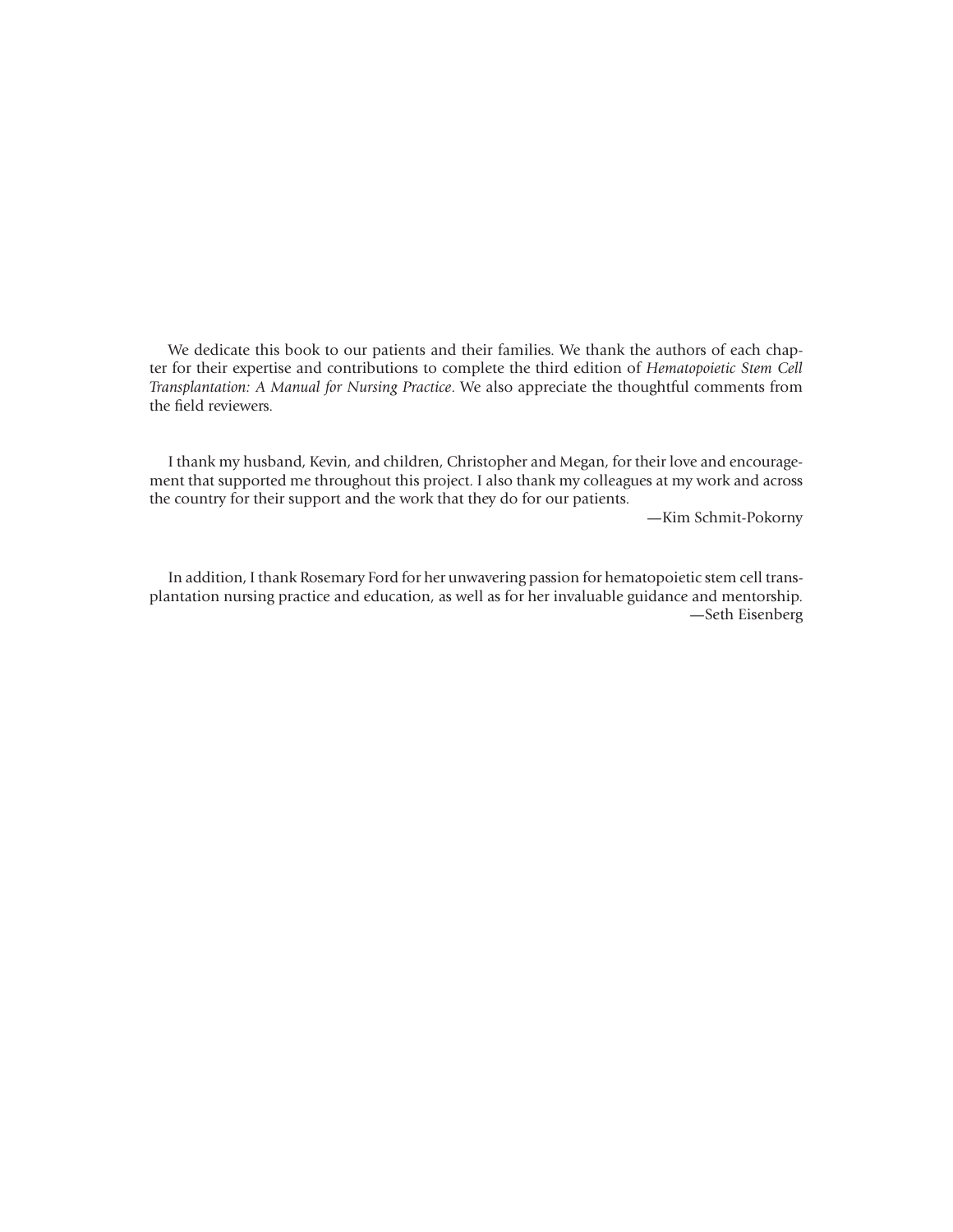We dedicate this book to our patients and their families. We thank the authors of each chapter for their expertise and contributions to complete the third edition of *Hematopoietic Stem Cell Transplantation: A Manual for Nursing Practice*. We also appreciate the thoughtful comments from the field reviewers.

I thank my husband, Kevin, and children, Christopher and Megan, for their love and encouragement that supported me throughout this project. I also thank my colleagues at my work and across the country for their support and the work that they do for our patients.

—Kim Schmit-Pokorny

In addition, I thank Rosemary Ford for her unwavering passion for hematopoietic stem cell transplantation nursing practice and education, as well as for her invaluable guidance and mentorship.

—Seth Eisenberg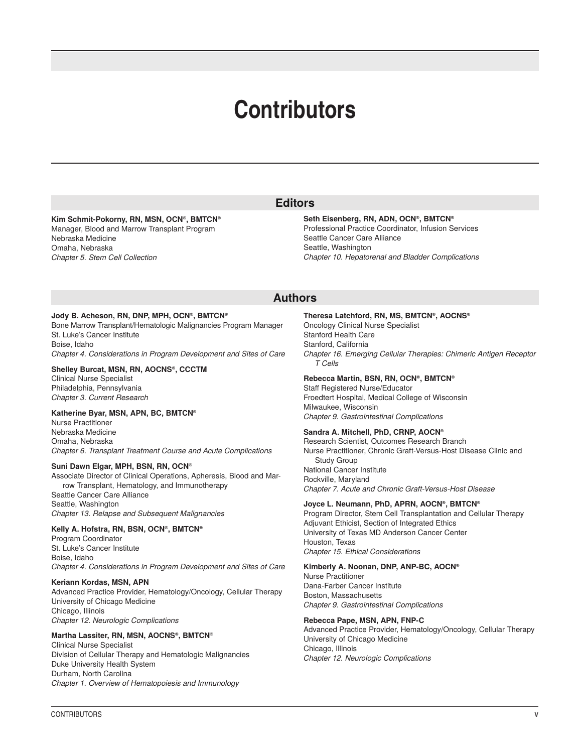# Contributors

## Editors

**Kim Schmit-Pokorny, RN, MSN, OCN®, BMTCN®**
Manager, Blood and Marrow Transplant Program
Nebraska Medicine
Omaha, Nebraska
*Chapter 5. Stem Cell Collection*

**Seth Eisenberg, RN, ADN, OCN®, BMTCN®**
Professional Practice Coordinator, Infusion Services
Seattle Cancer Care Alliance
Seattle, Washington
*Chapter 10. Hepatorenal and Bladder Complications*

## Authors

**Jody B. Acheson, RN, DNP, MPH, OCN®, BMTCN®**
Bone Marrow Transplant/Hematologic Malignancies Program Manager
St. Luke's Cancer Institute
Boise, Idaho
*Chapter 4. Considerations in Program Development and Sites of Care*

**Shelley Burcat, MSN, RN, AOCNS®, CCCTM**
Clinical Nurse Specialist
Philadelphia, Pennsylvania
*Chapter 3. Current Research*

**Katherine Byar, MSN, APN, BC, BMTCN®**
Nurse Practitioner
Nebraska Medicine
Omaha, Nebraska
*Chapter 6. Transplant Treatment Course and Acute Complications*

**Suni Dawn Elgar, MPH, BSN, RN, OCN®**
Associate Director of Clinical Operations, Apheresis, Blood and Marrow Transplant, Hematology, and Immunotherapy
Seattle Cancer Care Alliance
Seattle, Washington
*Chapter 13. Relapse and Subsequent Malignancies*

**Kelly A. Hofstra, RN, BSN, OCN®, BMTCN®**
Program Coordinator
St. Luke's Cancer Institute
Boise, Idaho
*Chapter 4. Considerations in Program Development and Sites of Care*

**Keriann Kordas, MSN, APN**
Advanced Practice Provider, Hematology/Oncology, Cellular Therapy
University of Chicago Medicine
Chicago, Illinois
*Chapter 12. Neurologic Complications*

**Martha Lassiter, RN, MSN, AOCNS®, BMTCN®**
Clinical Nurse Specialist
Division of Cellular Therapy and Hematologic Malignancies
Duke University Health System
Durham, North Carolina
*Chapter 1. Overview of Hematopoiesis and Immunology*

**Theresa Latchford, RN, MS, BMTCN®, AOCNS®**
Oncology Clinical Nurse Specialist
Stanford Health Care
Stanford, California
*Chapter 16. Emerging Cellular Therapies: Chimeric Antigen Receptor T Cells*

**Rebecca Martin, BSN, RN, OCN®, BMTCN®**
Staff Registered Nurse/Educator
Froedtert Hospital, Medical College of Wisconsin
Milwaukee, Wisconsin
*Chapter 9. Gastrointestinal Complications*

**Sandra A. Mitchell, PhD, CRNP, AOCN®**
Research Scientist, Outcomes Research Branch
Nurse Practitioner, Chronic Graft-Versus-Host Disease Clinic and Study Group
National Cancer Institute
Rockville, Maryland
*Chapter 7. Acute and Chronic Graft-Versus-Host Disease*

**Joyce L. Neumann, PhD, APRN, AOCN®, BMTCN®**
Program Director, Stem Cell Transplantation and Cellular Therapy
Adjuvant Ethicist, Section of Integrated Ethics
University of Texas MD Anderson Cancer Center
Houston, Texas
*Chapter 15. Ethical Considerations*

**Kimberly A. Noonan, DNP, ANP-BC, AOCN®**
Nurse Practitioner
Dana-Farber Cancer Institute
Boston, Massachusetts
*Chapter 9. Gastrointestinal Complications*

**Rebecca Pape, MSN, APN, FNP-C**
Advanced Practice Provider, Hematology/Oncology, Cellular Therapy
University of Chicago Medicine
Chicago, Illinois
*Chapter 12. Neurologic Complications*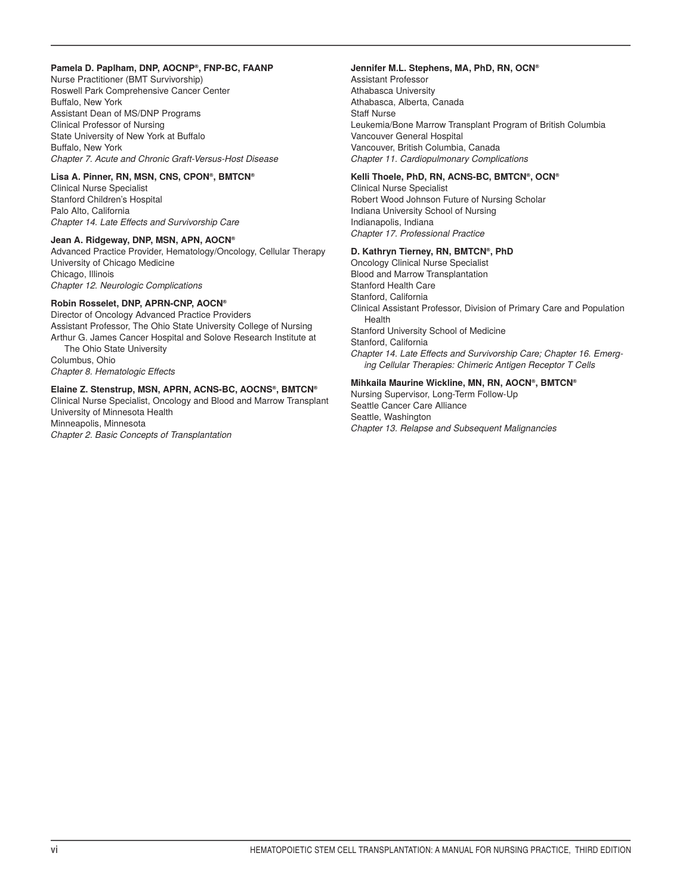**Pamela D. Paplham, DNP, AOCNP®, FNP-BC, FAANP**
Nurse Practitioner (BMT Survivorship)
Roswell Park Comprehensive Cancer Center
Buffalo, New York
Assistant Dean of MS/DNP Programs
Clinical Professor of Nursing
State University of New York at Buffalo
Buffalo, New York
*Chapter 7. Acute and Chronic Graft-Versus-Host Disease*

**Lisa A. Pinner, RN, MSN, CNS, CPON®, BMTCN®**
Clinical Nurse Specialist
Stanford Children's Hospital
Palo Alto, California
*Chapter 14. Late Effects and Survivorship Care*

**Jean A. Ridgeway, DNP, MSN, APN, AOCN®**
Advanced Practice Provider, Hematology/Oncology, Cellular Therapy
University of Chicago Medicine
Chicago, Illinois
*Chapter 12. Neurologic Complications*

**Robin Rosselet, DNP, APRN-CNP, AOCN®**
Director of Oncology Advanced Practice Providers
Assistant Professor, The Ohio State University College of Nursing
Arthur G. James Cancer Hospital and Solove Research Institute at The Ohio State University
Columbus, Ohio
*Chapter 8. Hematologic Effects*

**Elaine Z. Stenstrup, MSN, APRN, ACNS-BC, AOCNS®, BMTCN®**
Clinical Nurse Specialist, Oncology and Blood and Marrow Transplant
University of Minnesota Health
Minneapolis, Minnesota
*Chapter 2. Basic Concepts of Transplantation*

**Jennifer M.L. Stephens, MA, PhD, RN, OCN®**
Assistant Professor
Athabasca University
Athabasca, Alberta, Canada
Staff Nurse
Leukemia/Bone Marrow Transplant Program of British Columbia
Vancouver General Hospital
Vancouver, British Columbia, Canada
*Chapter 11. Cardiopulmonary Complications*

**Kelli Thoele, PhD, RN, ACNS-BC, BMTCN®, OCN®**
Clinical Nurse Specialist
Robert Wood Johnson Future of Nursing Scholar
Indiana University School of Nursing
Indianapolis, Indiana
*Chapter 17. Professional Practice*

**D. Kathryn Tierney, RN, BMTCN®, PhD**
Oncology Clinical Nurse Specialist
Blood and Marrow Transplantation
Stanford Health Care
Stanford, California
Clinical Assistant Professor, Division of Primary Care and Population Health
Stanford University School of Medicine
Stanford, California
*Chapter 14. Late Effects and Survivorship Care; Chapter 16. Emerging Cellular Therapies: Chimeric Antigen Receptor T Cells*

**Mihkaila Maurine Wickline, MN, RN, AOCN®, BMTCN®**
Nursing Supervisor, Long-Term Follow-Up
Seattle Cancer Care Alliance
Seattle, Washington
*Chapter 13. Relapse and Subsequent Malignancies*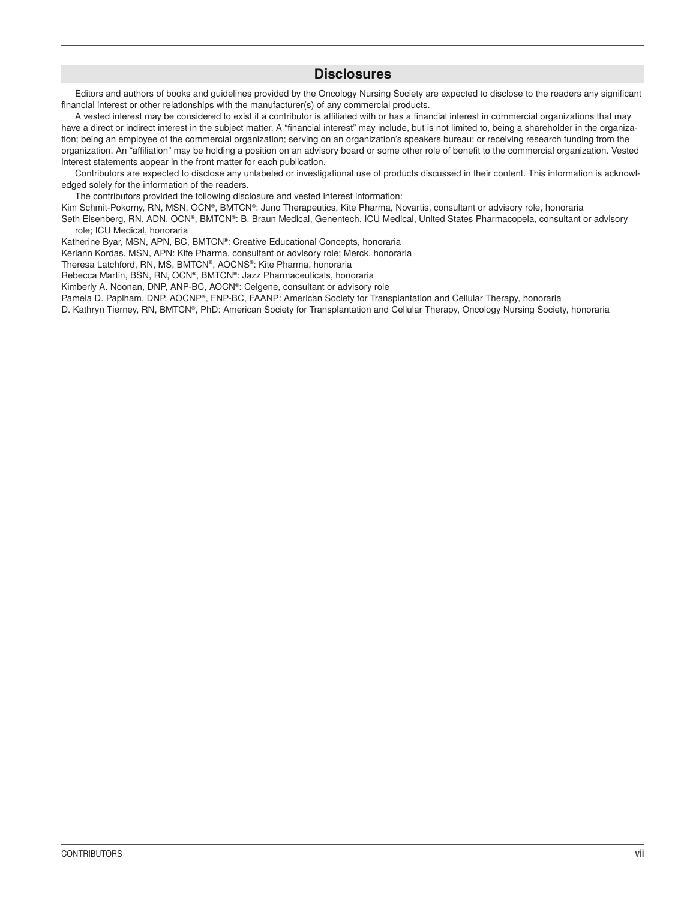## Disclosures

Editors and authors of books and guidelines provided by the Oncology Nursing Society are expected to disclose to the readers any significant financial interest or other relationships with the manufacturer(s) of any commercial products.

A vested interest may be considered to exist if a contributor is affiliated with or has a financial interest in commercial organizations that may have a direct or indirect interest in the subject matter. A "financial interest" may include, but is not limited to, being a shareholder in the organization; being an employee of the commercial organization; serving on an organization's speakers bureau; or receiving research funding from the organization. An "affiliation" may be holding a position on an advisory board or some other role of benefit to the commercial organization. Vested interest statements appear in the front matter for each publication.

Contributors are expected to disclose any unlabeled or investigational use of products discussed in their content. This information is acknowledged solely for the information of the readers.

The contributors provided the following disclosure and vested interest information:

Kim Schmit-Pokorny, RN, MSN, OCN®, BMTCN®: Juno Therapeutics, Kite Pharma, Novartis, consultant or advisory role, honoraria

Seth Eisenberg, RN, ADN, OCN®, BMTCN®: B. Braun Medical, Genentech, ICU Medical, United States Pharmacopeia, consultant or advisory role; ICU Medical, honoraria

Katherine Byar, MSN, APN, BC, BMTCN®: Creative Educational Concepts, honoraria

Keriann Kordas, MSN, APN: Kite Pharma, consultant or advisory role; Merck, honoraria

Theresa Latchford, RN, MS, BMTCN®, AOCNS®: Kite Pharma, honoraria

Rebecca Martin, BSN, RN, OCN®, BMTCN®: Jazz Pharmaceuticals, honoraria

Kimberly A. Noonan, DNP, ANP-BC, AOCN®: Celgene, consultant or advisory role

Pamela D. Paplham, DNP, AOCNP®, FNP-BC, FAANP: American Society for Transplantation and Cellular Therapy, honoraria

D. Kathryn Tierney, RN, BMTCN®, PhD: American Society for Transplantation and Cellular Therapy, Oncology Nursing Society, honoraria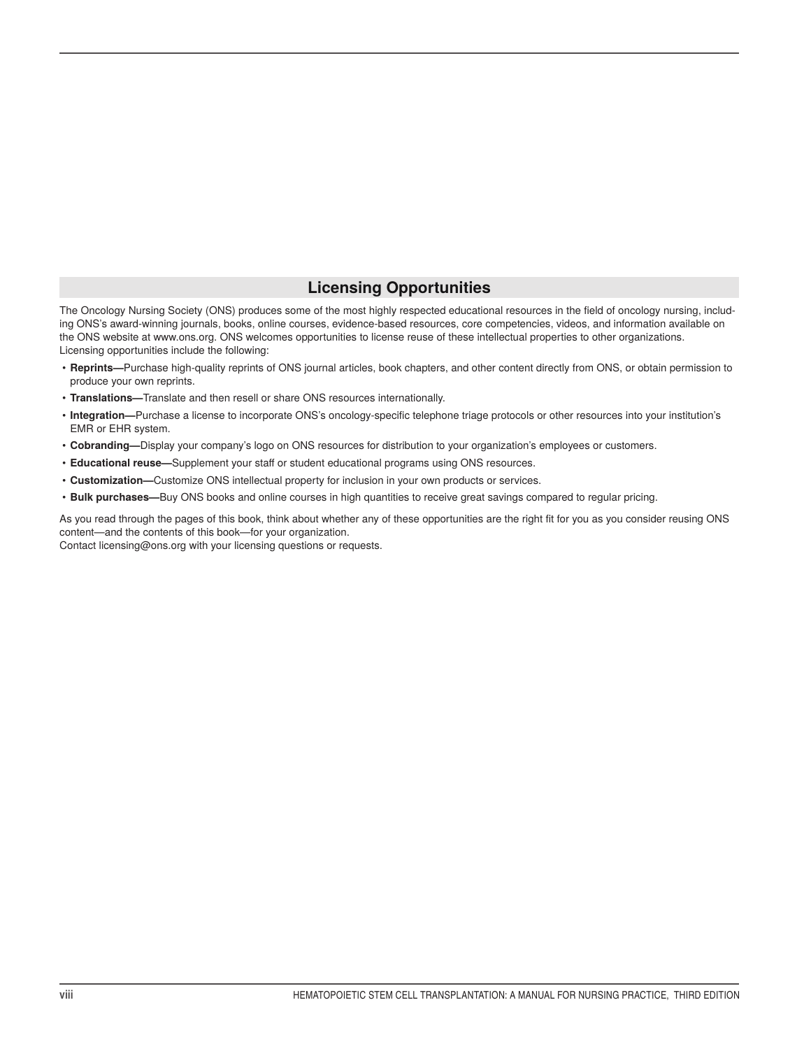## Licensing Opportunities

The Oncology Nursing Society (ONS) produces some of the most highly respected educational resources in the field of oncology nursing, including ONS's award-winning journals, books, online courses, evidence-based resources, core competencies, videos, and information available on the ONS website at www.ons.org. ONS welcomes opportunities to license reuse of these intellectual properties to other organizations. Licensing opportunities include the following:

- **Reprints—**Purchase high-quality reprints of ONS journal articles, book chapters, and other content directly from ONS, or obtain permission to produce your own reprints.
- **Translations—**Translate and then resell or share ONS resources internationally.
- **Integration—**Purchase a license to incorporate ONS's oncology-specific telephone triage protocols or other resources into your institution's EMR or EHR system.
- **Cobranding—**Display your company's logo on ONS resources for distribution to your organization's employees or customers.
- **Educational reuse—**Supplement your staff or student educational programs using ONS resources.
- **Customization—**Customize ONS intellectual property for inclusion in your own products or services.
- **Bulk purchases—**Buy ONS books and online courses in high quantities to receive great savings compared to regular pricing.

As you read through the pages of this book, think about whether any of these opportunities are the right fit for you as you consider reusing ONS content—and the contents of this book—for your organization.
Contact licensing@ons.org with your licensing questions or requests.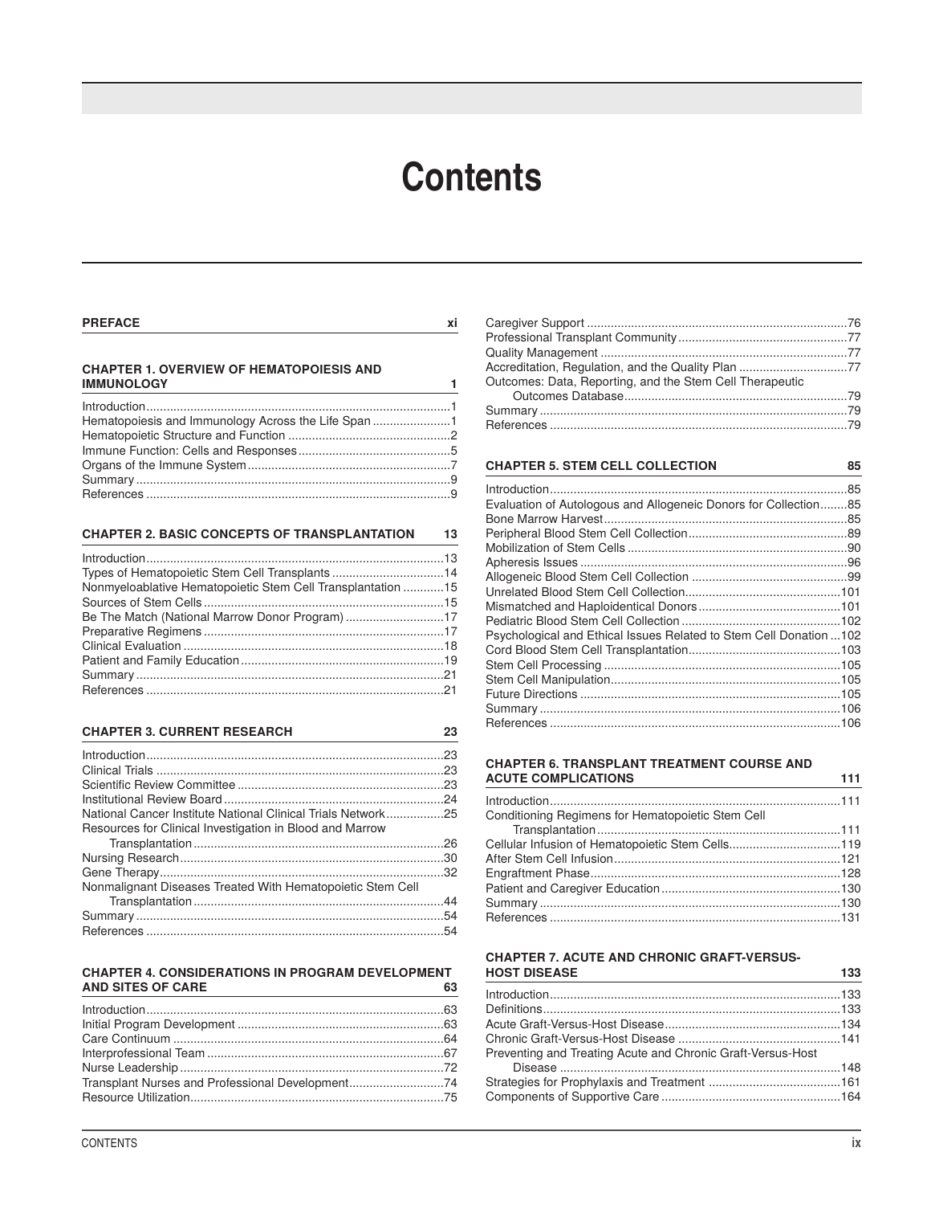# Contents

**PREFACE** xi

**CHAPTER 1. OVERVIEW OF HEMATOPOIESIS AND IMMUNOLOGY** 1

Introduction 1
Hematopoiesis and Immunology Across the Life Span 1
Hematopoietic Structure and Function 2
Immune Function: Cells and Responses 5
Organs of the Immune System 7
Summary 9
References 9

**CHAPTER 2. BASIC CONCEPTS OF TRANSPLANTATION** 13

Introduction 13
Types of Hematopoietic Stem Cell Transplants 14
Nonmyeloablative Hematopoietic Stem Cell Transplantation 15
Sources of Stem Cells 15
Be The Match (National Marrow Donor Program) 17
Preparative Regimens 17
Clinical Evaluation 18
Patient and Family Education 19
Summary 21
References 21

**CHAPTER 3. CURRENT RESEARCH** 23

Introduction 23
Clinical Trials 23
Scientific Review Committee 23
Institutional Review Board 24
National Cancer Institute National Clinical Trials Network 25
Resources for Clinical Investigation in Blood and Marrow Transplantation 26
Nursing Research 30
Gene Therapy 32
Nonmalignant Diseases Treated With Hematopoietic Stem Cell Transplantation 44
Summary 54
References 54

**CHAPTER 4. CONSIDERATIONS IN PROGRAM DEVELOPMENT AND SITES OF CARE** 63

Introduction 63
Initial Program Development 63
Care Continuum 64
Interprofessional Team 67
Nurse Leadership 72
Transplant Nurses and Professional Development 74
Resource Utilization 75
Caregiver Support 76
Professional Transplant Community 77
Quality Management 77
Accreditation, Regulation, and the Quality Plan 77
Outcomes: Data, Reporting, and the Stem Cell Therapeutic Outcomes Database 79
Summary 79
References 79

**CHAPTER 5. STEM CELL COLLECTION** 85

Introduction 85
Evaluation of Autologous and Allogeneic Donors for Collection 85
Bone Marrow Harvest 85
Peripheral Blood Stem Cell Collection 89
Mobilization of Stem Cells 90
Apheresis Issues 96
Allogeneic Blood Stem Cell Collection 99
Unrelated Blood Stem Cell Collection 101
Mismatched and Haploidentical Donors 101
Pediatric Blood Stem Cell Collection 102
Psychological and Ethical Issues Related to Stem Cell Donation 102
Cord Blood Stem Cell Transplantation 103
Stem Cell Processing 105
Stem Cell Manipulation 105
Future Directions 105
Summary 106
References 106

**CHAPTER 6. TRANSPLANT TREATMENT COURSE AND ACUTE COMPLICATIONS** 111

Introduction 111
Conditioning Regimens for Hematopoietic Stem Cell Transplantation 111
Cellular Infusion of Hematopoietic Stem Cells 119
After Stem Cell Infusion 121
Engraftment Phase 128
Patient and Caregiver Education 130
Summary 130
References 131

**CHAPTER 7. ACUTE AND CHRONIC GRAFT-VERSUS-HOST DISEASE** 133

Introduction 133
Definitions 133
Acute Graft-Versus-Host Disease 134
Chronic Graft-Versus-Host Disease 141
Preventing and Treating Acute and Chronic Graft-Versus-Host Disease 148
Strategies for Prophylaxis and Treatment 161
Components of Supportive Care 164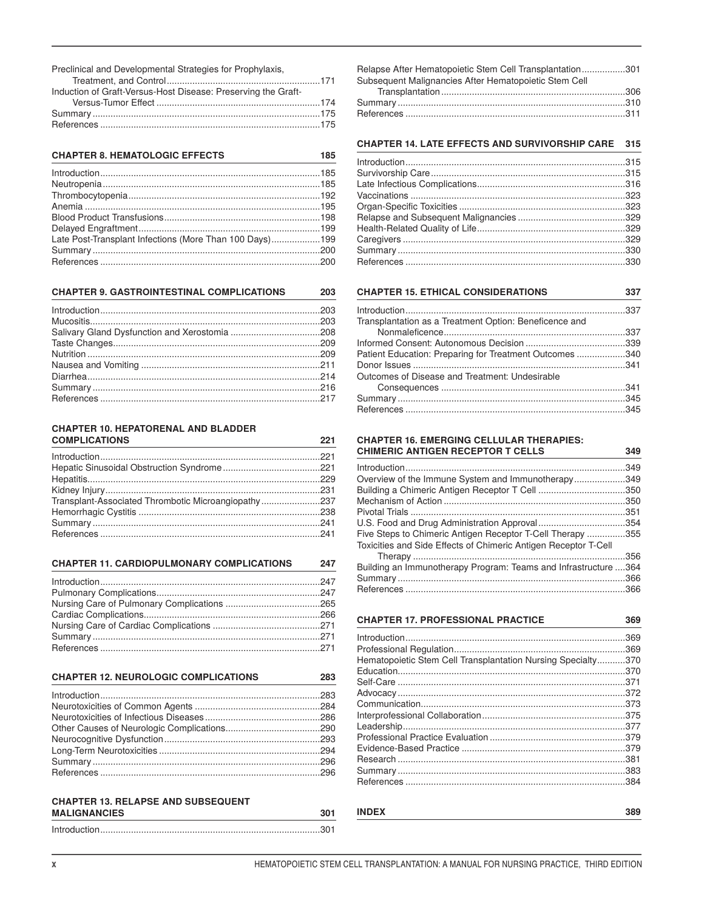Preclinical and Developmental Strategies for Prophylaxis, Treatment, and Control ... 171
Induction of Graft-Versus-Host Disease: Preserving the Graft-Versus-Tumor Effect ... 174
Summary ... 175
References ... 175

## CHAPTER 8. HEMATOLOGIC EFFECTS — 185

Introduction ... 185
Neutropenia ... 185
Thrombocytopenia ... 192
Anemia ... 195
Blood Product Transfusions ... 198
Delayed Engraftment ... 199
Late Post-Transplant Infections (More Than 100 Days) ... 199
Summary ... 200
References ... 200

## CHAPTER 9. GASTROINTESTINAL COMPLICATIONS — 203

Introduction ... 203
Mucositis ... 203
Salivary Gland Dysfunction and Xerostomia ... 208
Taste Changes ... 209
Nutrition ... 209
Nausea and Vomiting ... 211
Diarrhea ... 214
Summary ... 216
References ... 217

## CHAPTER 10. HEPATORENAL AND BLADDER COMPLICATIONS — 221

Introduction ... 221
Hepatic Sinusoidal Obstruction Syndrome ... 221
Hepatitis ... 229
Kidney Injury ... 231
Transplant-Associated Thrombotic Microangiopathy ... 237
Hemorrhagic Cystitis ... 238
Summary ... 241
References ... 241

## CHAPTER 11. CARDIOPULMONARY COMPLICATIONS — 247

Introduction ... 247
Pulmonary Complications ... 247
Nursing Care of Pulmonary Complications ... 265
Cardiac Complications ... 266
Nursing Care of Cardiac Complications ... 271
Summary ... 271
References ... 271

## CHAPTER 12. NEUROLOGIC COMPLICATIONS — 283

Introduction ... 283
Neurotoxicities of Common Agents ... 284
Neurotoxicities of Infectious Diseases ... 286
Other Causes of Neurologic Complications ... 290
Neurocognitive Dysfunction ... 293
Long-Term Neurotoxicities ... 294
Summary ... 296
References ... 296

## CHAPTER 13. RELAPSE AND SUBSEQUENT MALIGNANCIES — 301

Introduction ... 301
Relapse After Hematopoietic Stem Cell Transplantation ... 301
Subsequent Malignancies After Hematopoietic Stem Cell Transplantation ... 306
Summary ... 310
References ... 311

## CHAPTER 14. LATE EFFECTS AND SURVIVORSHIP CARE — 315

Introduction ... 315
Survivorship Care ... 315
Late Infectious Complications ... 316
Vaccinations ... 323
Organ-Specific Toxicities ... 323
Relapse and Subsequent Malignancies ... 329
Health-Related Quality of Life ... 329
Caregivers ... 329
Summary ... 330
References ... 330

## CHAPTER 15. ETHICAL CONSIDERATIONS — 337

Introduction ... 337
Transplantation as a Treatment Option: Beneficence and Nonmaleficence ... 337
Informed Consent: Autonomous Decision ... 339
Patient Education: Preparing for Treatment Outcomes ... 340
Donor Issues ... 341
Outcomes of Disease and Treatment: Undesirable Consequences ... 341
Summary ... 345
References ... 345

## CHAPTER 16. EMERGING CELLULAR THERAPIES: CHIMERIC ANTIGEN RECEPTOR T CELLS — 349

Introduction ... 349
Overview of the Immune System and Immunotherapy ... 349
Building a Chimeric Antigen Receptor T Cell ... 350
Mechanism of Action ... 350
Pivotal Trials ... 351
U.S. Food and Drug Administration Approval ... 354
Five Steps to Chimeric Antigen Receptor T-Cell Therapy ... 355
Toxicities and Side Effects of Chimeric Antigen Receptor T-Cell Therapy ... 356
Building an Immunotherapy Program: Teams and Infrastructure ... 364
Summary ... 366
References ... 366

## CHAPTER 17. PROFESSIONAL PRACTICE — 369

Introduction ... 369
Professional Regulation ... 369
Hematopoietic Stem Cell Transplantation Nursing Specialty ... 370
Education ... 370
Self-Care ... 371
Advocacy ... 372
Communication ... 373
Interprofessional Collaboration ... 375
Leadership ... 377
Professional Practice Evaluation ... 379
Evidence-Based Practice ... 379
Research ... 381
Summary ... 383
References ... 384

## INDEX — 389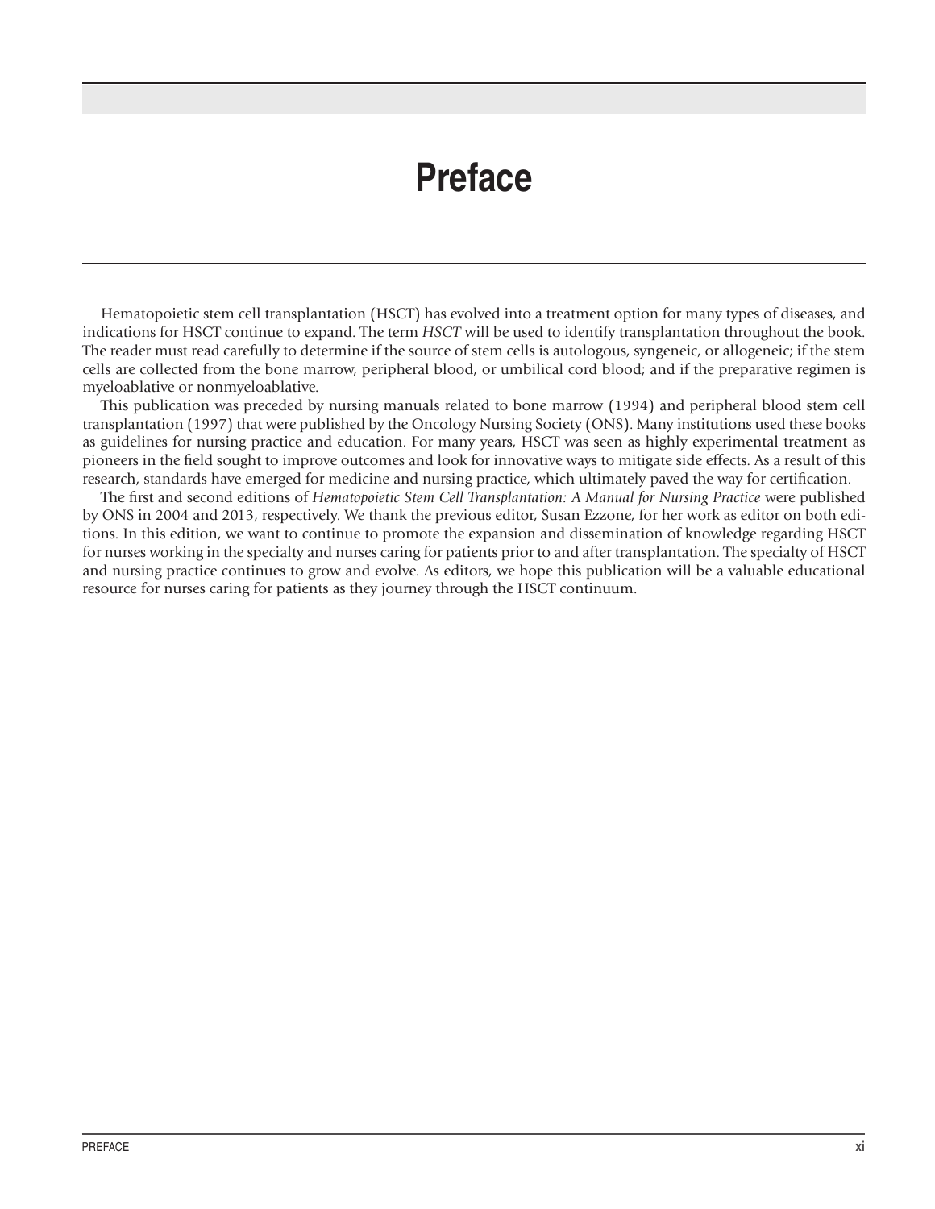# Preface

Hematopoietic stem cell transplantation (HSCT) has evolved into a treatment option for many types of diseases, and indications for HSCT continue to expand. The term *HSCT* will be used to identify transplantation throughout the book. The reader must read carefully to determine if the source of stem cells is autologous, syngeneic, or allogeneic; if the stem cells are collected from the bone marrow, peripheral blood, or umbilical cord blood; and if the preparative regimen is myeloablative or nonmyeloablative.

This publication was preceded by nursing manuals related to bone marrow (1994) and peripheral blood stem cell transplantation (1997) that were published by the Oncology Nursing Society (ONS). Many institutions used these books as guidelines for nursing practice and education. For many years, HSCT was seen as highly experimental treatment as pioneers in the field sought to improve outcomes and look for innovative ways to mitigate side effects. As a result of this research, standards have emerged for medicine and nursing practice, which ultimately paved the way for certification.

The first and second editions of *Hematopoietic Stem Cell Transplantation: A Manual for Nursing Practice* were published by ONS in 2004 and 2013, respectively. We thank the previous editor, Susan Ezzone, for her work as editor on both editions. In this edition, we want to continue to promote the expansion and dissemination of knowledge regarding HSCT for nurses working in the specialty and nurses caring for patients prior to and after transplantation. The specialty of HSCT and nursing practice continues to grow and evolve. As editors, we hope this publication will be a valuable educational resource for nurses caring for patients as they journey through the HSCT continuum.